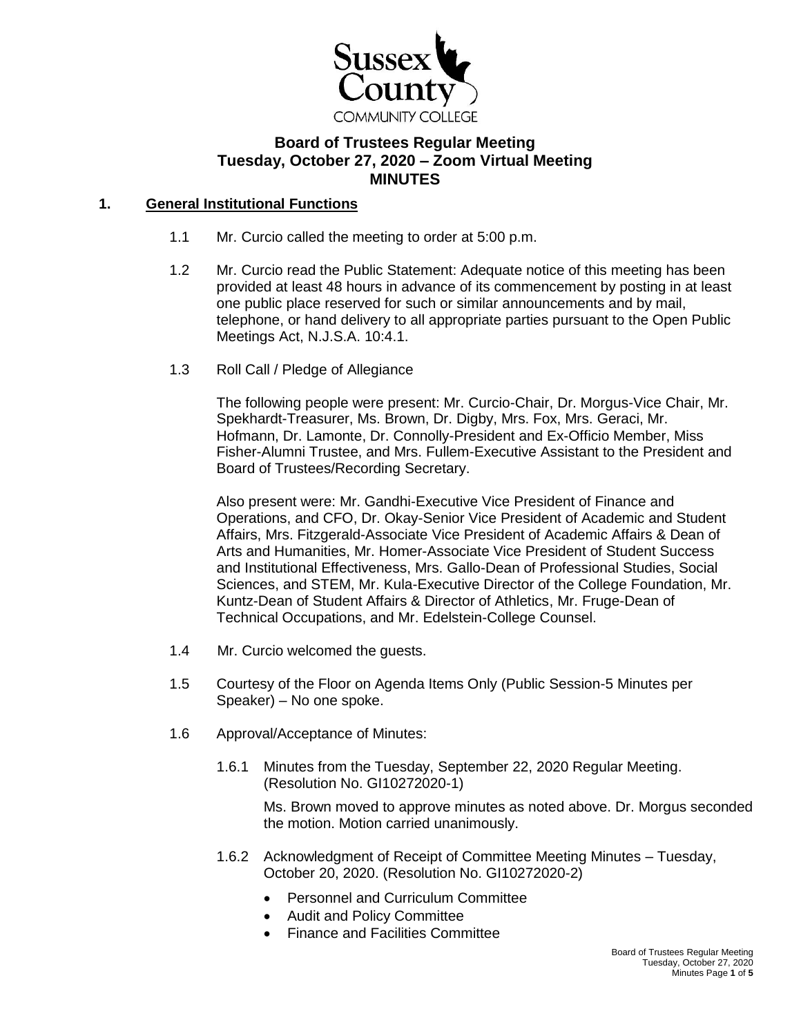Sussex County COMMUNITY COLLEGE

# Board of Trustees Regular Meeting
## Tuesday, October 27, 2020 – Zoom Virtual Meeting
## MINUTES

**1. General Institutional Functions**

1.1 Mr. Curcio called the meeting to order at 5:00 p.m.

1.2 Mr. Curcio read the Public Statement: Adequate notice of this meeting has been provided at least 48 hours in advance of its commencement by posting in at least one public place reserved for such or similar announcements and by mail, telephone, or hand delivery to all appropriate parties pursuant to the Open Public Meetings Act, N.J.S.A. 10:4.1.

1.3 Roll Call / Pledge of Allegiance

The following people were present: Mr. Curcio-Chair, Dr. Morgus-Vice Chair, Mr. Spekhardt-Treasurer, Ms. Brown, Dr. Digby, Mrs. Fox, Mrs. Geraci, Mr. Hofmann, Dr. Lamonte, Dr. Connolly-President and Ex-Officio Member, Miss Fisher-Alumni Trustee, and Mrs. Fullem-Executive Assistant to the President and Board of Trustees/Recording Secretary.

Also present were: Mr. Gandhi-Executive Vice President of Finance and Operations, and CFO, Dr. Okay-Senior Vice President of Academic and Student Affairs, Mrs. Fitzgerald-Associate Vice President of Academic Affairs & Dean of Arts and Humanities, Mr. Homer-Associate Vice President of Student Success and Institutional Effectiveness, Mrs. Gallo-Dean of Professional Studies, Social Sciences, and STEM, Mr. Kula-Executive Director of the College Foundation, Mr. Kuntz-Dean of Student Affairs & Director of Athletics, Mr. Fruge-Dean of Technical Occupations, and Mr. Edelstein-College Counsel.

1.4 Mr. Curcio welcomed the guests.

1.5 Courtesy of the Floor on Agenda Items Only (Public Session-5 Minutes per Speaker) – No one spoke.

1.6 Approval/Acceptance of Minutes:

1.6.1 Minutes from the Tuesday, September 22, 2020 Regular Meeting. (Resolution No. GI10272020-1)

Ms. Brown moved to approve minutes as noted above. Dr. Morgus seconded the motion. Motion carried unanimously.

1.6.2 Acknowledgment of Receipt of Committee Meeting Minutes – Tuesday, October 20, 2020. (Resolution No. GI10272020-2)

- Personnel and Curriculum Committee
- Audit and Policy Committee
- Finance and Facilities Committee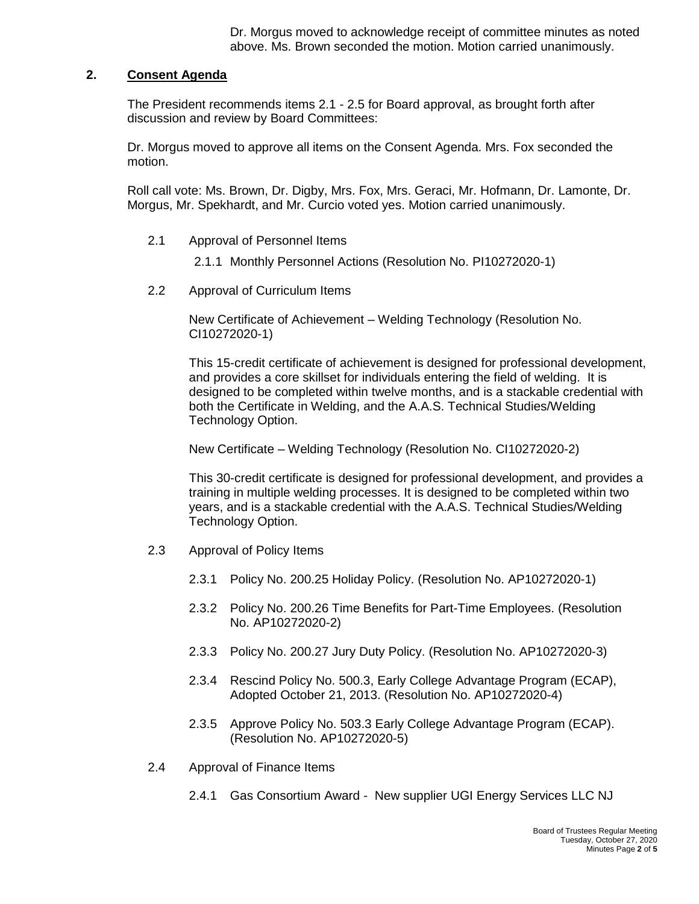Dr. Morgus moved to acknowledge receipt of committee minutes as noted above. Ms. Brown seconded the motion. Motion carried unanimously.

## 2. Consent Agenda

The President recommends items 2.1 - 2.5 for Board approval, as brought forth after discussion and review by Board Committees:

Dr. Morgus moved to approve all items on the Consent Agenda. Mrs. Fox seconded the motion.

Roll call vote: Ms. Brown, Dr. Digby, Mrs. Fox, Mrs. Geraci, Mr. Hofmann, Dr. Lamonte, Dr. Morgus, Mr. Spekhardt, and Mr. Curcio voted yes. Motion carried unanimously.

2.1 Approval of Personnel Items

2.1.1 Monthly Personnel Actions (Resolution No. PI10272020-1)

2.2 Approval of Curriculum Items

New Certificate of Achievement – Welding Technology (Resolution No. CI10272020-1)

This 15-credit certificate of achievement is designed for professional development, and provides a core skillset for individuals entering the field of welding. It is designed to be completed within twelve months, and is a stackable credential with both the Certificate in Welding, and the A.A.S. Technical Studies/Welding Technology Option.

New Certificate – Welding Technology (Resolution No. CI10272020-2)

This 30-credit certificate is designed for professional development, and provides a training in multiple welding processes. It is designed to be completed within two years, and is a stackable credential with the A.A.S. Technical Studies/Welding Technology Option.

2.3 Approval of Policy Items

2.3.1 Policy No. 200.25 Holiday Policy. (Resolution No. AP10272020-1)

2.3.2 Policy No. 200.26 Time Benefits for Part-Time Employees. (Resolution No. AP10272020-2)

2.3.3 Policy No. 200.27 Jury Duty Policy. (Resolution No. AP10272020-3)

2.3.4 Rescind Policy No. 500.3, Early College Advantage Program (ECAP), Adopted October 21, 2013. (Resolution No. AP10272020-4)

2.3.5 Approve Policy No. 503.3 Early College Advantage Program (ECAP). (Resolution No. AP10272020-5)

2.4 Approval of Finance Items

2.4.1 Gas Consortium Award - New supplier UGI Energy Services LLC NJ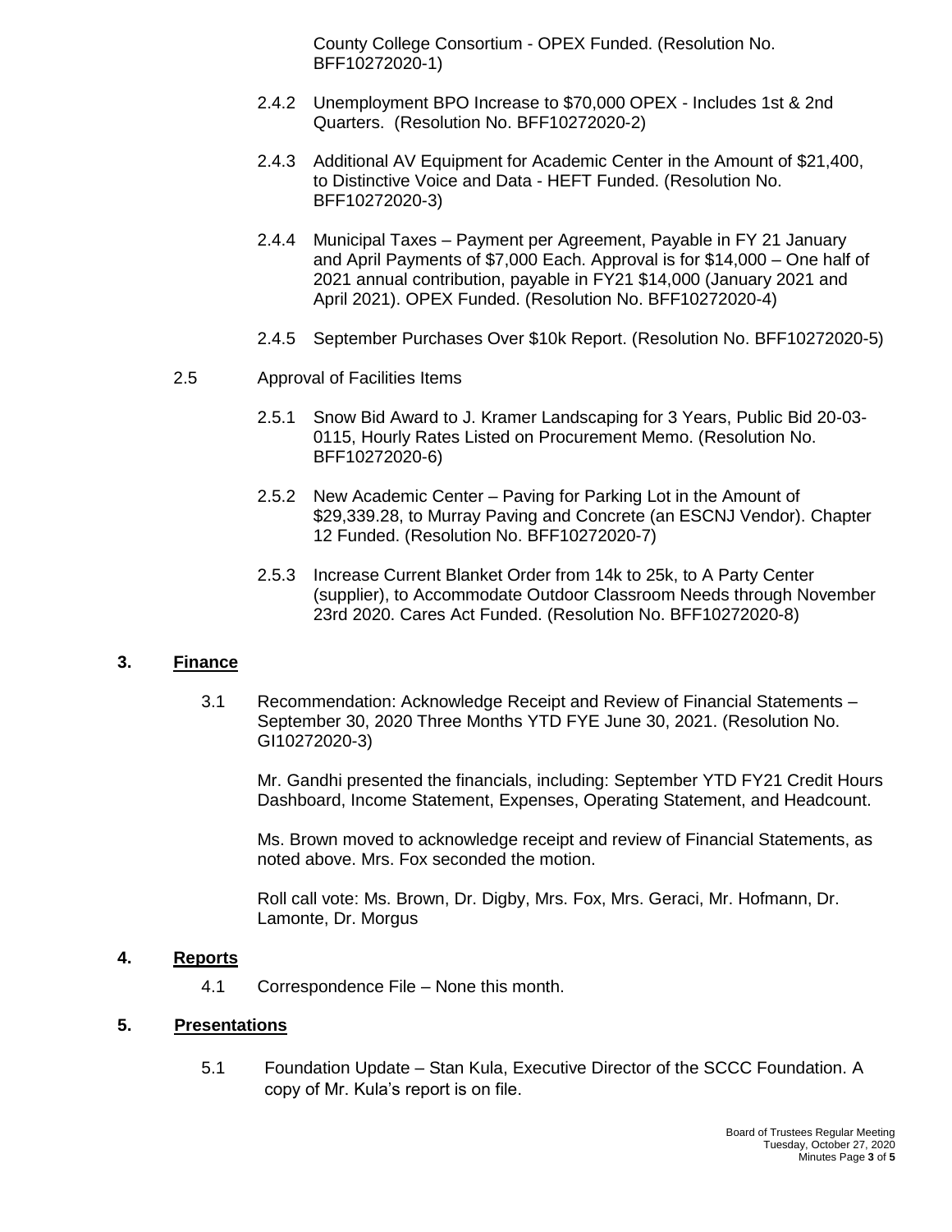County College Consortium - OPEX Funded. (Resolution No. BFF10272020-1)

2.4.2 Unemployment BPO Increase to $70,000 OPEX - Includes 1st & 2nd Quarters. (Resolution No. BFF10272020-2)

2.4.3 Additional AV Equipment for Academic Center in the Amount of $21,400, to Distinctive Voice and Data - HEFT Funded. (Resolution No. BFF10272020-3)

2.4.4 Municipal Taxes – Payment per Agreement, Payable in FY 21 January and April Payments of $7,000 Each. Approval is for $14,000 – One half of 2021 annual contribution, payable in FY21 $14,000 (January 2021 and April 2021). OPEX Funded. (Resolution No. BFF10272020-4)

2.4.5 September Purchases Over $10k Report. (Resolution No. BFF10272020-5)

2.5 Approval of Facilities Items

2.5.1 Snow Bid Award to J. Kramer Landscaping for 3 Years, Public Bid 20-03-0115, Hourly Rates Listed on Procurement Memo. (Resolution No. BFF10272020-6)

2.5.2 New Academic Center – Paving for Parking Lot in the Amount of $29,339.28, to Murray Paving and Concrete (an ESCNJ Vendor). Chapter 12 Funded. (Resolution No. BFF10272020-7)

2.5.3 Increase Current Blanket Order from 14k to 25k, to A Party Center (supplier), to Accommodate Outdoor Classroom Needs through November 23rd 2020. Cares Act Funded. (Resolution No. BFF10272020-8)

## 3. Finance

3.1 Recommendation: Acknowledge Receipt and Review of Financial Statements – September 30, 2020 Three Months YTD FYE June 30, 2021. (Resolution No. GI10272020-3)

Mr. Gandhi presented the financials, including: September YTD FY21 Credit Hours Dashboard, Income Statement, Expenses, Operating Statement, and Headcount.

Ms. Brown moved to acknowledge receipt and review of Financial Statements, as noted above. Mrs. Fox seconded the motion.

Roll call vote: Ms. Brown, Dr. Digby, Mrs. Fox, Mrs. Geraci, Mr. Hofmann, Dr. Lamonte, Dr. Morgus

## 4. Reports

4.1 Correspondence File – None this month.

## 5. Presentations

5.1 Foundation Update – Stan Kula, Executive Director of the SCCC Foundation. A copy of Mr. Kula's report is on file.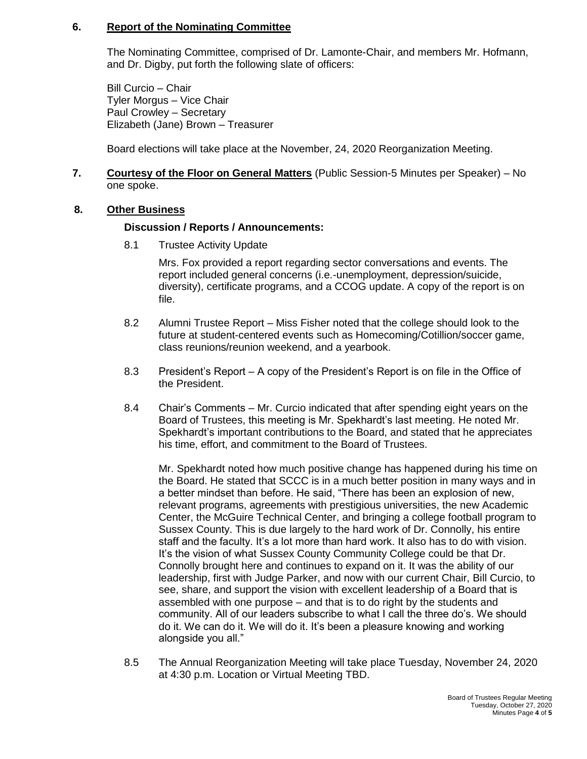## 6. Report of the Nominating Committee

The Nominating Committee, comprised of Dr. Lamonte-Chair, and members Mr. Hofmann, and Dr. Digby, put forth the following slate of officers:

Bill Curcio – Chair
Tyler Morgus – Vice Chair
Paul Crowley – Secretary
Elizabeth (Jane) Brown – Treasurer

Board elections will take place at the November, 24, 2020 Reorganization Meeting.

## 7. Courtesy of the Floor on General Matters (Public Session-5 Minutes per Speaker) – No one spoke.

## 8. Other Business

### Discussion / Reports / Announcements:

8.1 Trustee Activity Update

Mrs. Fox provided a report regarding sector conversations and events. The report included general concerns (i.e.-unemployment, depression/suicide, diversity), certificate programs, and a CCOG update. A copy of the report is on file.

8.2 Alumni Trustee Report – Miss Fisher noted that the college should look to the future at student-centered events such as Homecoming/Cotillion/soccer game, class reunions/reunion weekend, and a yearbook.

8.3 President's Report – A copy of the President's Report is on file in the Office of the President.

8.4 Chair's Comments – Mr. Curcio indicated that after spending eight years on the Board of Trustees, this meeting is Mr. Spekhardt's last meeting. He noted Mr. Spekhardt's important contributions to the Board, and stated that he appreciates his time, effort, and commitment to the Board of Trustees.

Mr. Spekhardt noted how much positive change has happened during his time on the Board. He stated that SCCC is in a much better position in many ways and in a better mindset than before. He said, "There has been an explosion of new, relevant programs, agreements with prestigious universities, the new Academic Center, the McGuire Technical Center, and bringing a college football program to Sussex County. This is due largely to the hard work of Dr. Connolly, his entire staff and the faculty. It's a lot more than hard work. It also has to do with vision. It's the vision of what Sussex County Community College could be that Dr. Connolly brought here and continues to expand on it. It was the ability of our leadership, first with Judge Parker, and now with our current Chair, Bill Curcio, to see, share, and support the vision with excellent leadership of a Board that is assembled with one purpose – and that is to do right by the students and community. All of our leaders subscribe to what I call the three do's. We should do it. We can do it. We will do it. It's been a pleasure knowing and working alongside you all."

8.5 The Annual Reorganization Meeting will take place Tuesday, November 24, 2020 at 4:30 p.m. Location or Virtual Meeting TBD.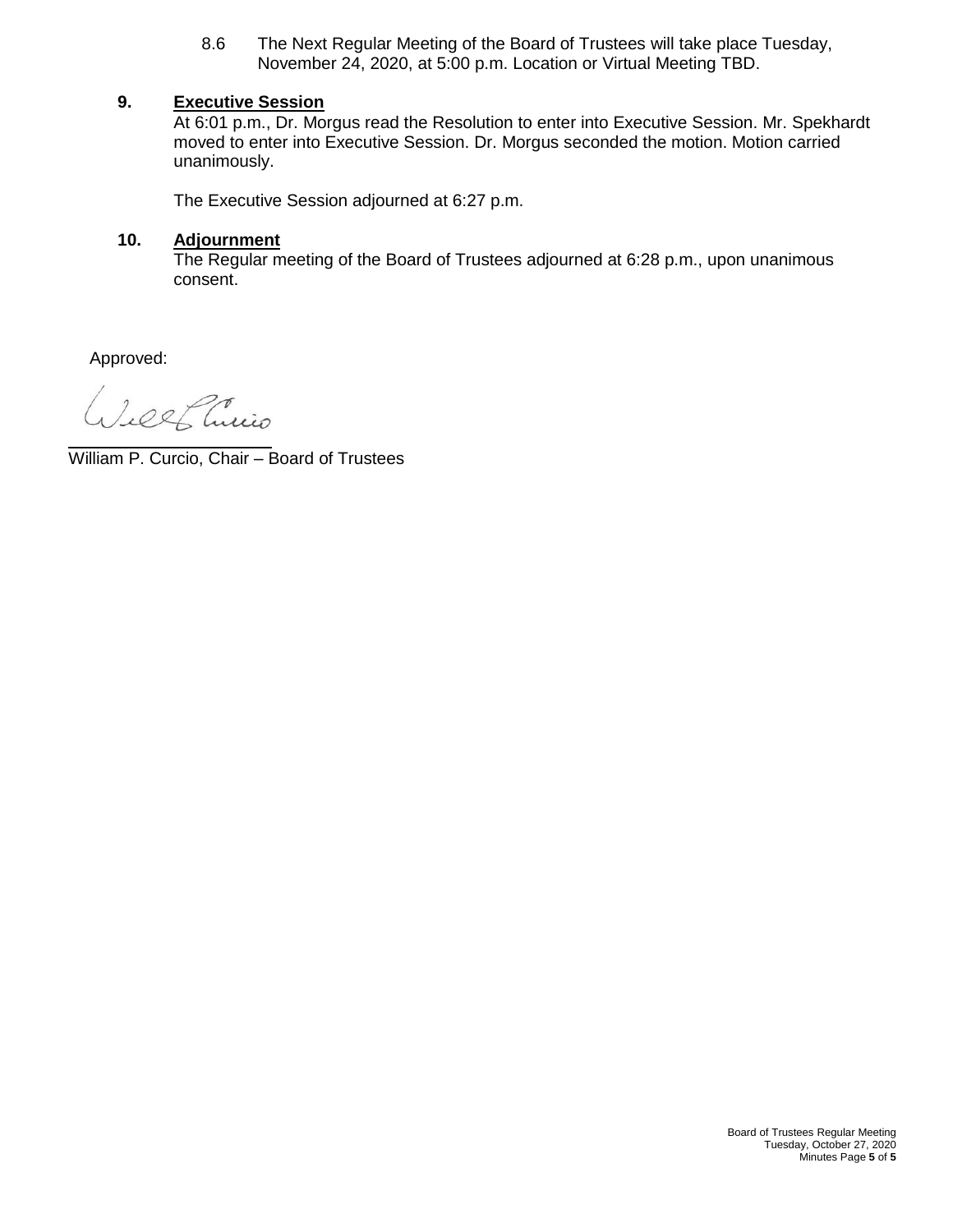8.6 The Next Regular Meeting of the Board of Trustees will take place Tuesday, November 24, 2020, at 5:00 p.m. Location or Virtual Meeting TBD.

## 9. Executive Session

At 6:01 p.m., Dr. Morgus read the Resolution to enter into Executive Session. Mr. Spekhardt moved to enter into Executive Session. Dr. Morgus seconded the motion. Motion carried unanimously.

The Executive Session adjourned at 6:27 p.m.

## 10. Adjournment

The Regular meeting of the Board of Trustees adjourned at 6:28 p.m., upon unanimous consent.

Approved:

William P. Curcio, Chair – Board of Trustees